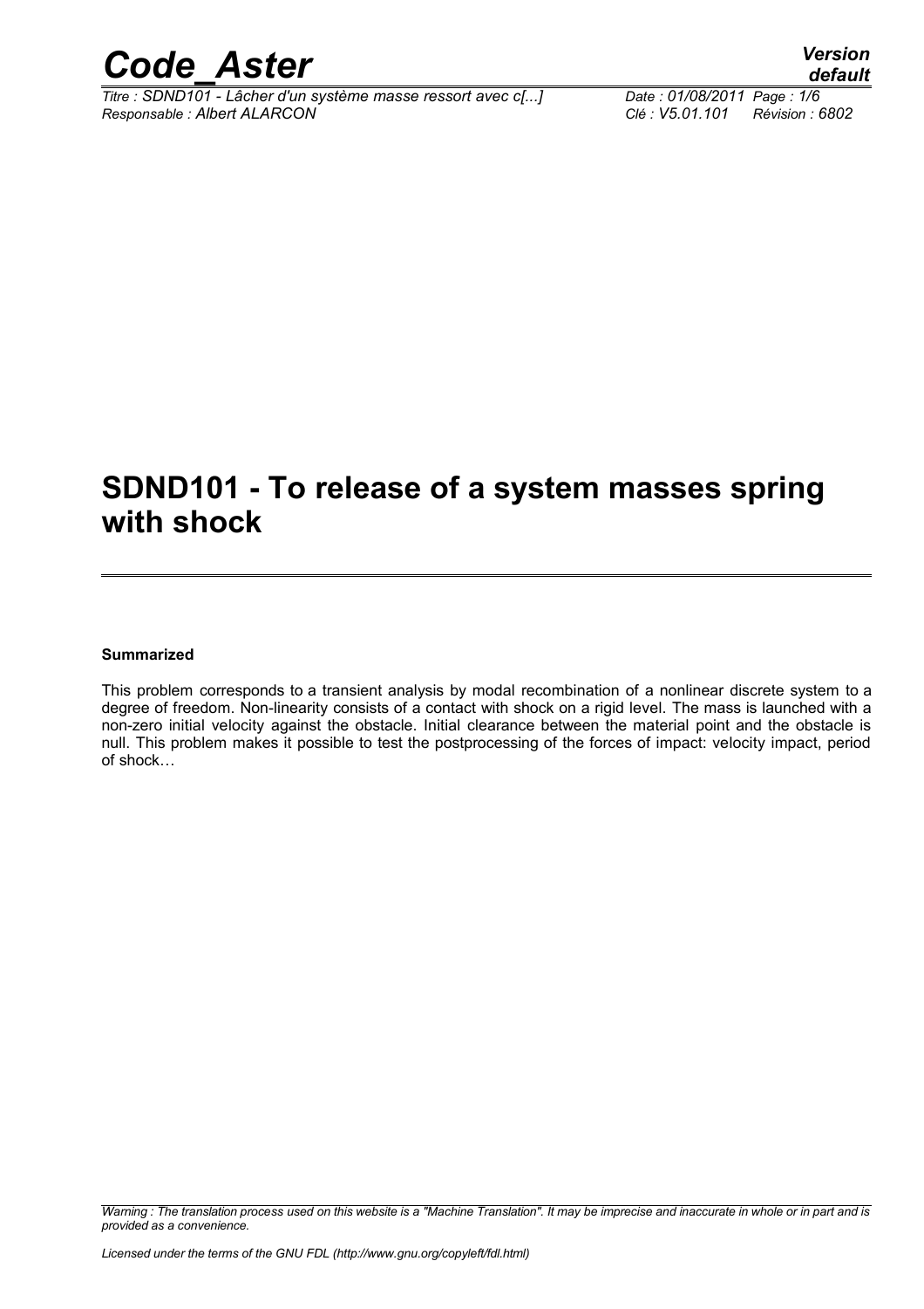# SDND101 - To release of a system masses spring with shock

**Summarized**

This problem corresponds to a transient analysis by modal recombination of a nonlinear discrete system to a degree of freedom. Non-linearity consists of a contact with shock on a rigid level. The mass is launched with a non-zero initial velocity against the obstacle. Initial clearance between the material point and the obstacle is null. This problem makes it possible to test the postprocessing of the forces of impact: velocity impact, period of shock…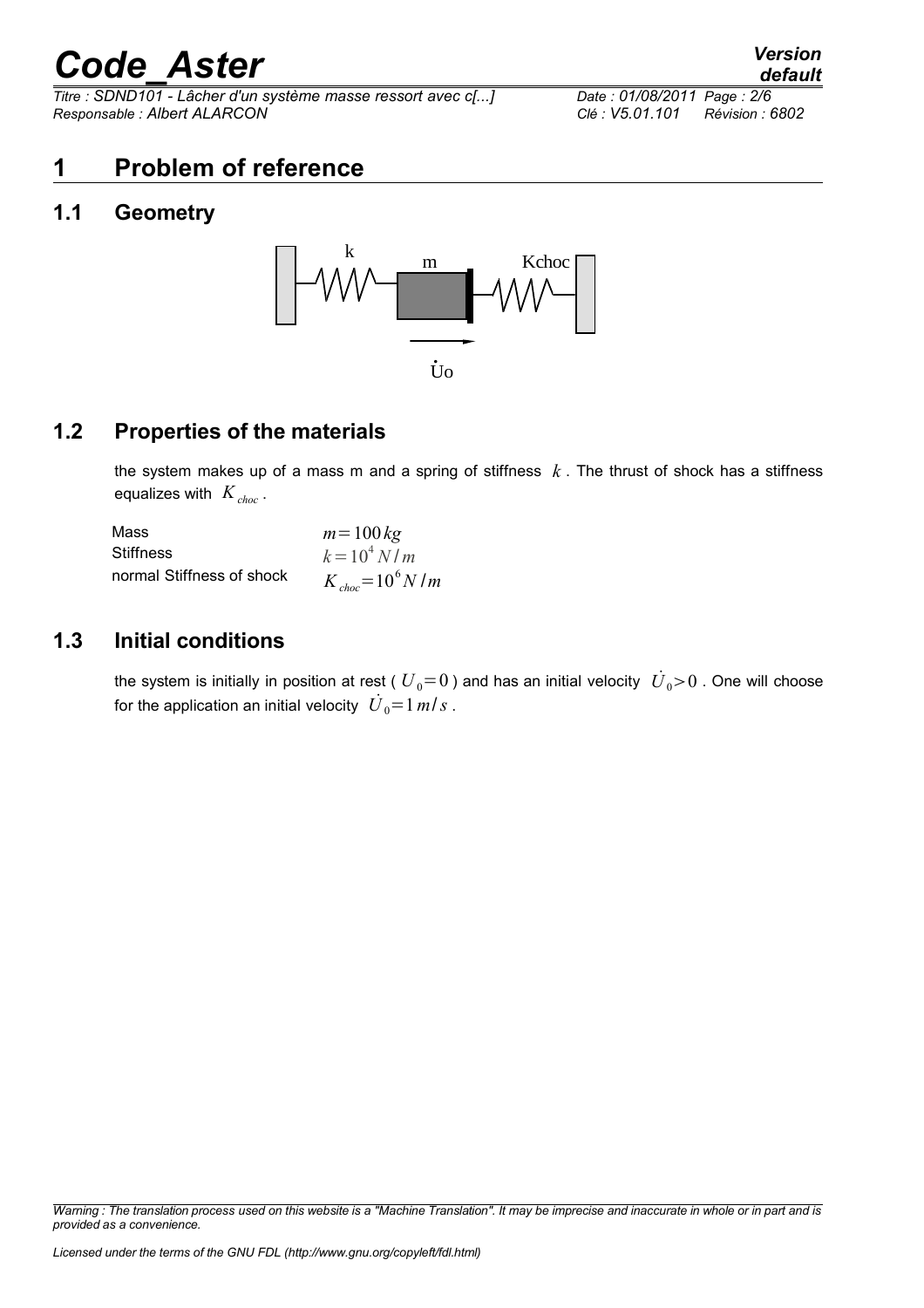# 1 Problem of reference

## 1.1 Geometry

## 1.2 Properties of the materials

the system makes up of a mass m and a spring of stiffness $k$. The thrust of shock has a stiffness equalizes with $K_{choc}$.

| | |
|---|---|
| Mass | $m=100\,kg$ |
| Stiffness | $k=10^4\,N/m$ |
| normal Stiffness of shock | $K_{choc}=10^6\,N/m$ |

## 1.3 Initial conditions

the system is initially in position at rest ( $U_0=0$ ) and has an initial velocity $\dot{U}_0>0$. One will choose for the application an initial velocity $\dot{U}_0=1\,m/s$.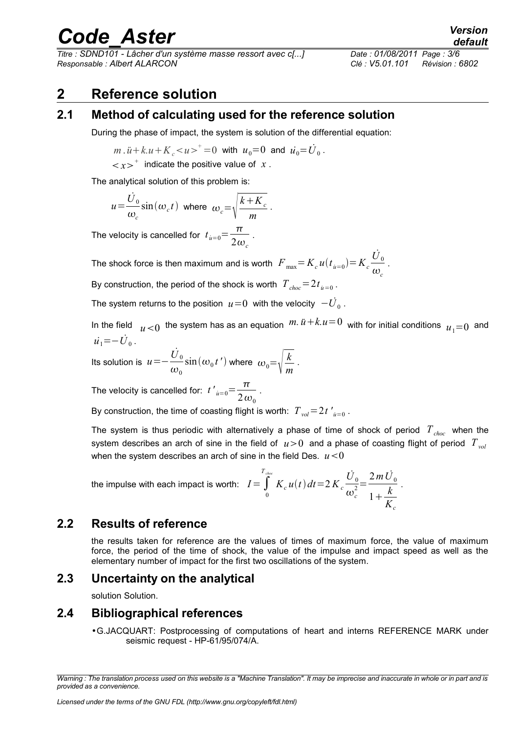## 2 Reference solution

### 2.1 Method of calculating used for the reference solution

During the phase of impact, the system is solution of the differential equation:

$m.\ddot{u}+k.u+K_c<u>^+=0$ with $u_0=0$ and $\dot{u}_0=\dot{U}_0$.

$<x>^+$ indicate the positive value of $x$.

The analytical solution of this problem is:

$u=\frac{\dot{U}_0}{\omega_c}\sin(\omega_c t)$ where $\omega_c=\sqrt{\frac{k+K_c}{m}}$.

The velocity is cancelled for $t_{\dot{u}=0}=\frac{\pi}{2\omega_c}$.

The shock force is then maximum and is worth $F_{\max}=K_c u(t_{\dot{u}=0})=K_c\frac{\dot{U}_0}{\omega_c}$.

By construction, the period of the shock is worth $T_{choc}=2t_{\dot{u}=0}$.

The system returns to the position $u=0$ with the velocity $-\dot{U}_0$.

In the field $u<0$ the system has as an equation $m.\ddot{u}+k.u=0$ with for initial conditions $u_1=0$ and $\dot{u}_1=-\dot{U}_0$.

Its solution is $u=-\frac{\dot{U}_0}{\omega_0}\sin(\omega_0 t')$ where $\omega_0=\sqrt{\frac{k}{m}}$.

The velocity is cancelled for: $t'_{\dot{u}=0}=\frac{\pi}{2\omega_0}$.

By construction, the time of coasting flight is worth: $T_{vol}=2t'_{\dot{u}=0}$.

The system is thus periodic with alternatively a phase of time of shock of period $T_{choc}$ when the system describes an arch of sine in the field of $u>0$ and a phase of coasting flight of period $T_{vol}$ when the system describes an arch of sine in the field Des. $u<0$

the impulse with each impact is worth: $I=\int_0^{T_{choc}} K_c u(t)\,dt=2K_c\frac{\dot{U}_0}{\omega_c^2}=\frac{2m\dot{U}_0}{1+\frac{k}{K_c}}$.

### 2.2 Results of reference

the results taken for reference are the values of times of maximum force, the value of maximum force, the period of the time of shock, the value of the impulse and impact speed as well as the elementary number of impact for the first two oscillations of the system.

### 2.3 Uncertainty on the analytical

solution Solution.

### 2.4 Bibliographical references

- G.JACQUART: Postprocessing of computations of heart and interns REFERENCE MARK under seismic request - HP-61/95/074/A.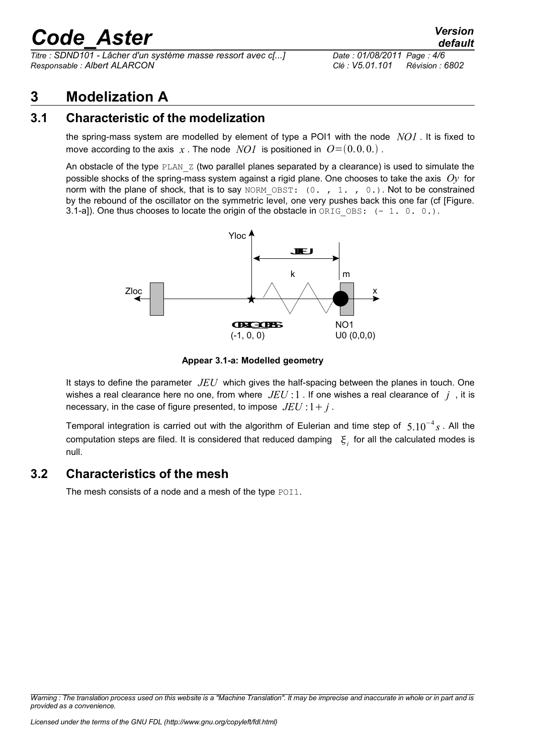# 3 Modelization A

## 3.1 Characteristic of the modelization

the spring-mass system are modelled by element of type a POI1 with the node $NO1$. It is fixed to move according to the axis $x$. The node $NO1$ is positioned in $O=(0.0.0.)$.

An obstacle of the type PLAN_Z (two parallel planes separated by a clearance) is used to simulate the possible shocks of the spring-mass system against a rigid plane. One chooses to take the axis $Oy$ for norm with the plane of shock, that is to say NORM_OBST: (0. , 1. , 0.). Not to be constrained by the rebound of the oscillator on the symmetric level, one very pushes back this one far (cf [Figure. 3.1-a]). One thus chooses to locate the origin of the obstacle in ORIG_OBS: (- 1. 0. 0.).

**Appear 3.1-a: Modelled geometry**

It stays to define the parameter $JEU$ which gives the half-spacing between the planes in touch. One wishes a real clearance here no one, from where $JEU:1$. If one wishes a real clearance of $j$, it is necessary, in the case of figure presented, to impose $JEU:1+j$.

Temporal integration is carried out with the algorithm of Eulerian and time step of $5.10^{-4}s$. All the computation steps are filed. It is considered that reduced damping $\xi_i$ for all the calculated modes is null.

## 3.2 Characteristics of the mesh

The mesh consists of a node and a mesh of the type POI1.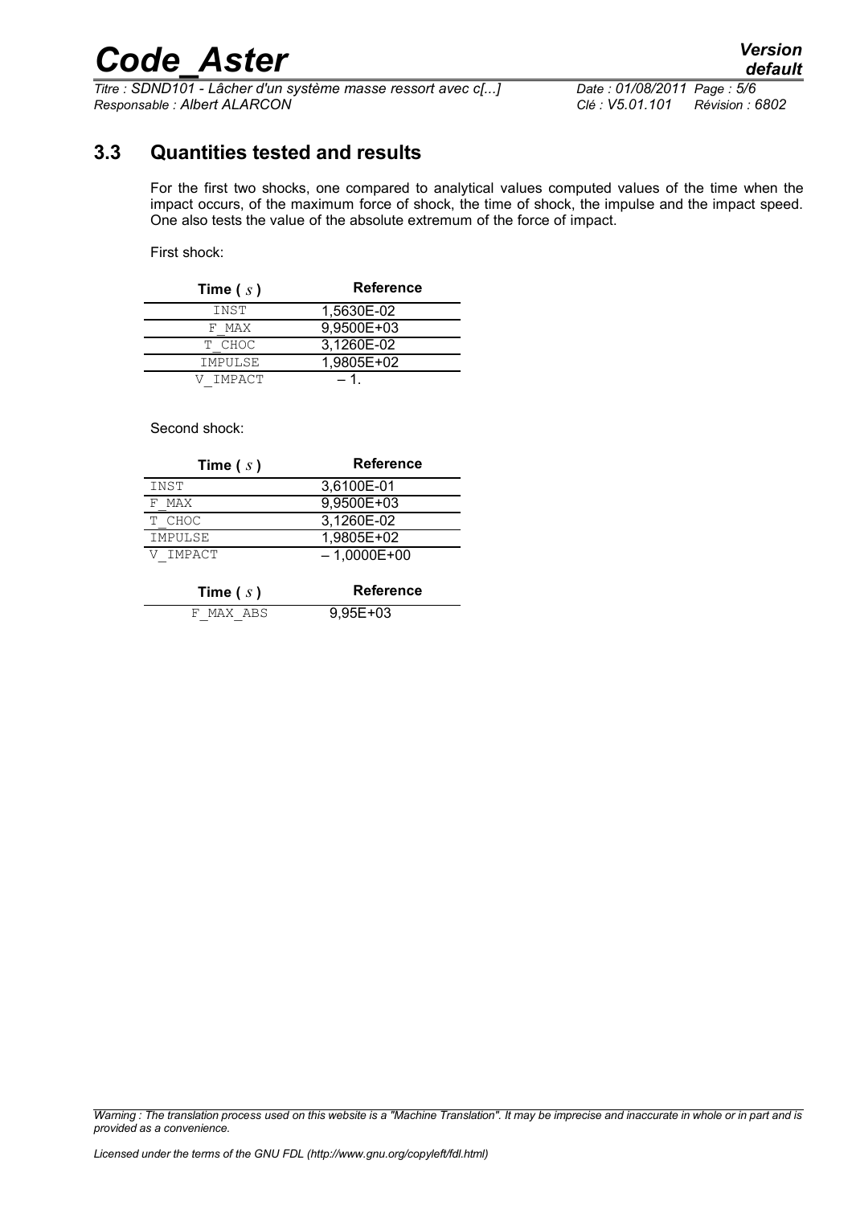## 3.3 Quantities tested and results

For the first two shocks, one compared to analytical values computed values of the time when the impact occurs, of the maximum force of shock, the time of shock, the impulse and the impact speed. One also tests the value of the absolute extremum of the force of impact.

First shock:

| Time ( $s$ ) | Reference |
|---|---|
| INST | 1,5630E-02 |
| F_MAX | 9,9500E+03 |
| T_CHOC | 3,1260E-02 |
| IMPULSE | 1,9805E+02 |
| V_IMPACT | – 1. |

Second shock:

| Time ( $s$ ) | Reference |
|---|---|
| INST | 3,6100E-01 |
| F_MAX | 9,9500E+03 |
| T_CHOC | 3,1260E-02 |
| IMPULSE | 1,9805E+02 |
| V_IMPACT | – 1,0000E+00 |

| Time ( $s$ ) | Reference |
|---|---|
| F_MAX_ABS | 9,95E+03 |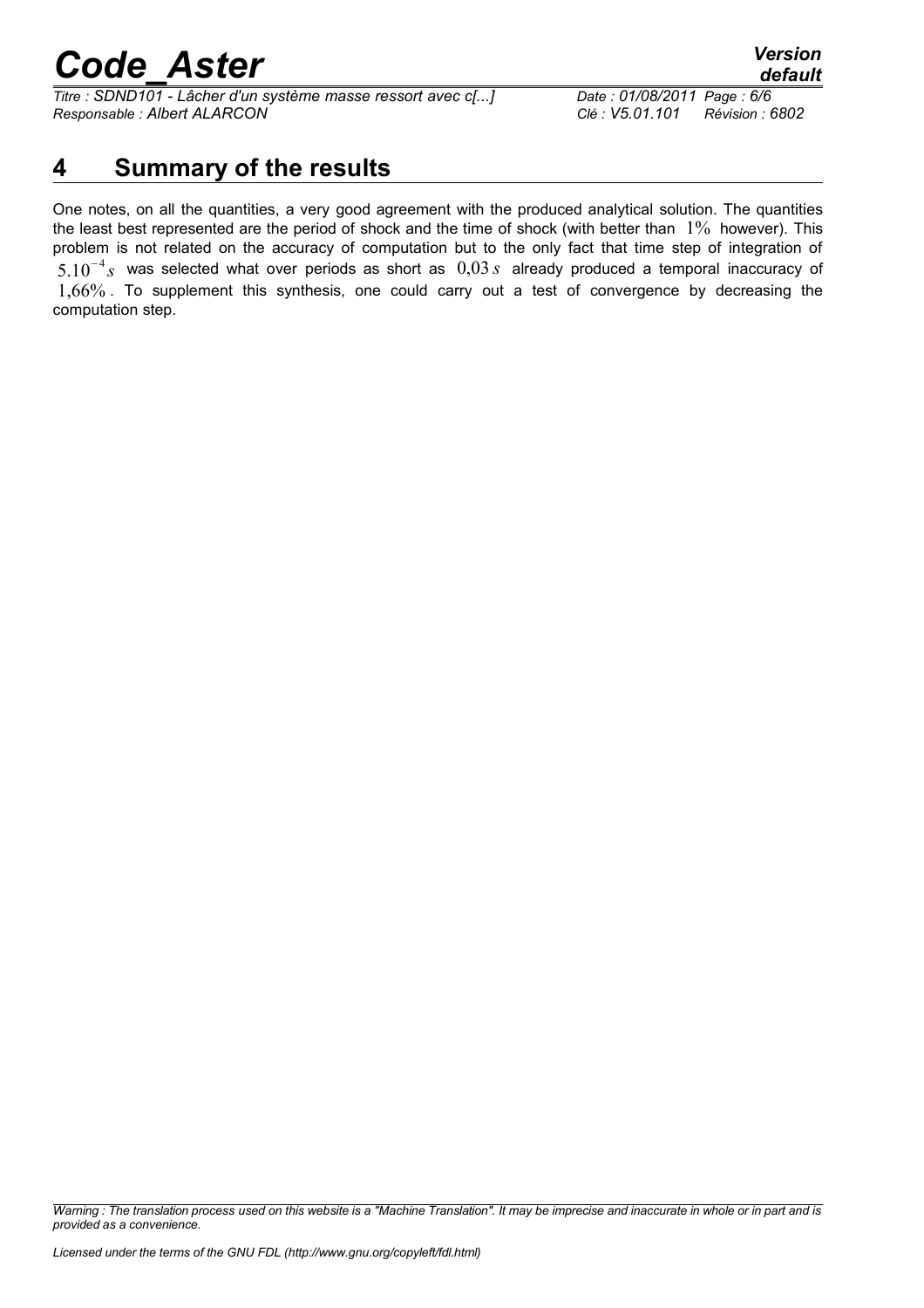## 4 Summary of the results

One notes, on all the quantities, a very good agreement with the produced analytical solution. The quantities the least best represented are the period of shock and the time of shock (with better than $1\%$ however). This problem is not related on the accuracy of computation but to the only fact that time step of integration of $5.10^{-4}s$ was selected what over periods as short as $0{,}03\,s$ already produced a temporal inaccuracy of $1{,}66\%$. To supplement this synthesis, one could carry out a test of convergence by decreasing the computation step.